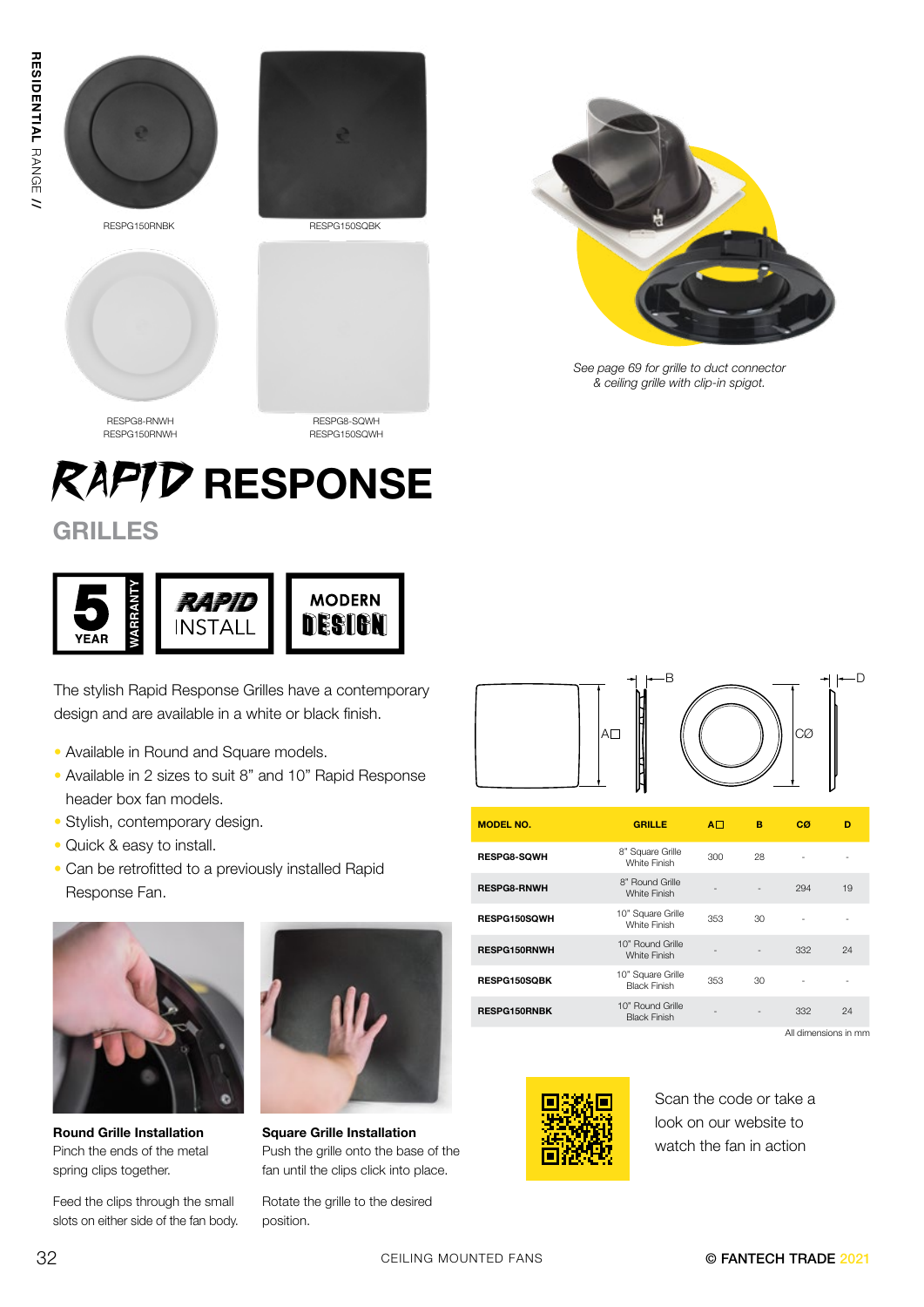RESPG150RNBK

RESPG150SQBK

RESPG8-RNWH
RESPG150RNWH

RESPG8-SQWH
RESPG150SQWH

*See page 69 for grille to duct connector & ceiling grille with clip-in spigot.*

# RAPID RESPONSE

## GRILLES

5 YEAR WARRANTY | RAPID INSTALL | MODERN DESIGN

The stylish Rapid Response Grilles have a contemporary design and are available in a white or black finish.

- Available in Round and Square models.
- Available in 2 sizes to suit 8" and 10" Rapid Response header box fan models.
- Stylish, contemporary design.
- Quick & easy to install.
- Can be retrofitted to a previously installed Rapid Response Fan.

| MODEL NO. | GRILLE | A□ | B | CØ | D |
|---|---|---|---|---|---|
| RESPG8-SQWH | 8" Square Grille White Finish | 300 | 28 | - | - |
| RESPG8-RNWH | 8" Round Grille White Finish | - | - | 294 | 19 |
| RESPG150SQWH | 10" Square Grille White Finish | 353 | 30 | - | - |
| RESPG150RNWH | 10" Round Grille White Finish | - | - | 332 | 24 |
| RESPG150SQBK | 10" Square Grille Black Finish | 353 | 30 | - | - |
| RESPG150RNBK | 10" Round Grille Black Finish | - | - | 332 | 24 |

All dimensions in mm

**Round Grille Installation**
Pinch the ends of the metal spring clips together.

Feed the clips through the small slots on either side of the fan body.

**Square Grille Installation**
Push the grille onto the base of the fan until the clips click into place.

Rotate the grille to the desired position.

Scan the code or take a look on our website to watch the fan in action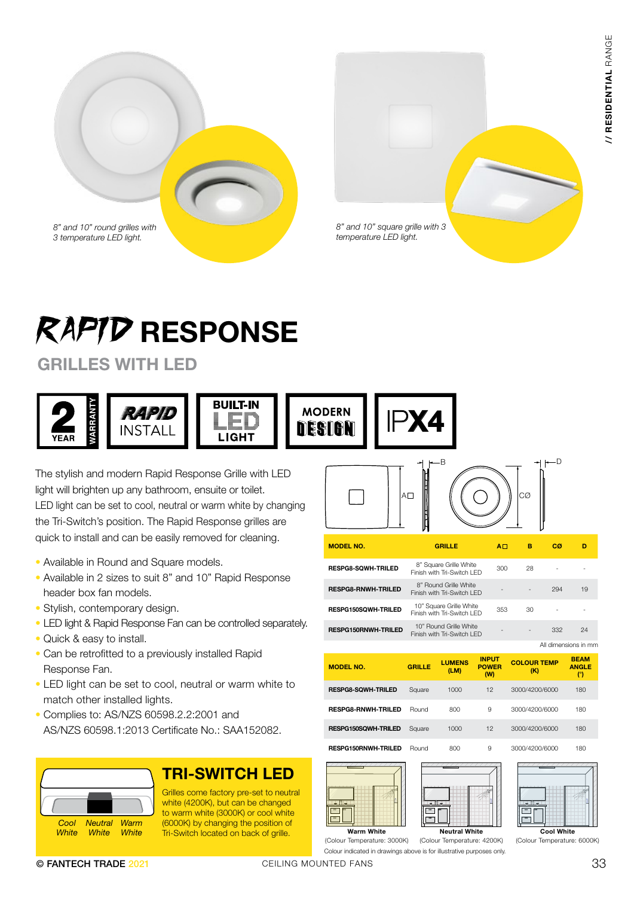8" and 10" round grilles with 3 temperature LED light.

8" and 10" square grille with 3 temperature LED light.

# RAPID RESPONSE

## GRILLES WITH LED

2 YEAR WARRANTY | RAPID INSTALL | BUILT-IN LED LIGHT | MODERN DESIGN | IPX4

The stylish and modern Rapid Response Grille with LED light will brighten up any bathroom, ensuite or toilet. LED light can be set to cool, neutral or warm white by changing the Tri-Switch's position. The Rapid Response grilles are quick to install and can be easily removed for cleaning.

- Available in Round and Square models.
- Available in 2 sizes to suit 8" and 10" Rapid Response header box fan models.
- Stylish, contemporary design.
- LED light & Rapid Response Fan can be controlled separately.
- Quick & easy to install.
- Can be retrofitted to a previously installed Rapid Response Fan.
- LED light can be set to cool, neutral or warm white to match other installed lights.
- Complies to: AS/NZS 60598.2.2:2001 and AS/NZS 60598.1:2013 Certificate No.: SAA152082.

| MODEL NO. | GRILLE | A□ | B | CØ | D |
|---|---|---|---|---|---|
| RESPG8-SQWH-TRILED | 8" Square Grille White Finish with Tri-Switch LED | 300 | 28 | - | - |
| RESPG8-RNWH-TRILED | 8" Round Grille White Finish with Tri-Switch LED | - | - | 294 | 19 |
| RESPG150SQWH-TRILED | 10" Square Grille White Finish with Tri-Switch LED | 353 | 30 | - | - |
| RESPG150RNWH-TRILED | 10" Round Grille White Finish with Tri-Switch LED | - | - | 332 | 24 |

All dimensions in mm

| MODEL NO. | GRILLE | LUMENS (LM) | INPUT POWER (W) | COLOUR TEMP (K) | BEAM ANGLE (°) |
|---|---|---|---|---|---|
| RESPG8-SQWH-TRILED | Square | 1000 | 12 | 3000/4200/6000 | 180 |
| RESPG8-RNWH-TRILED | Round | 800 | 9 | 3000/4200/6000 | 180 |
| RESPG150SQWH-TRILED | Square | 1000 | 12 | 3000/4200/6000 | 180 |
| RESPG150RNWH-TRILED | Round | 800 | 9 | 3000/4200/6000 | 180 |

Cool White | Neutral White | Warm White

### TRI-SWITCH LED

Grilles come factory pre-set to neutral white (4200K), but can be changed to warm white (3000K) or cool white (6000K) by changing the position of Tri-Switch located on back of grille.

Warm White (Colour Temperature: 3000K)

Neutral White (Colour Temperature: 4200K)

Cool White (Colour Temperature: 6000K)

Colour indicated in drawings above is for illustrative purposes only.